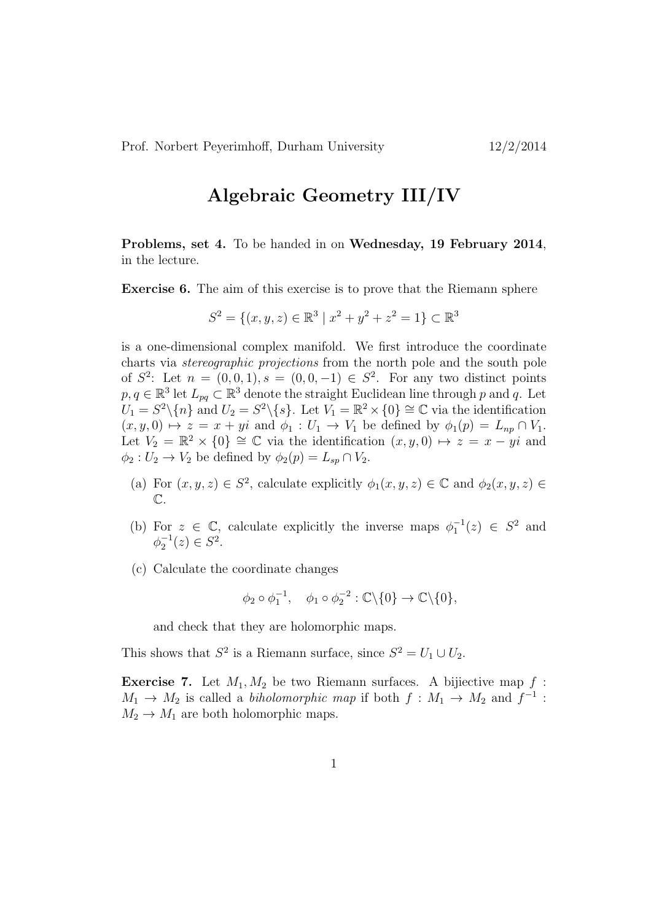Prof. Norbert Peyerimhoff, Durham University 12/2/2014

# Algebraic Geometry III/IV

**Problems, set 4.** To be handed in on **Wednesday, 19 February 2014**, in the lecture.

**Exercise 6.** The aim of this exercise is to prove that the Riemann sphere

$$S^2 = \{(x,y,z) \in \mathbb{R}^3 \mid x^2 + y^2 + z^2 = 1\} \subset \mathbb{R}^3$$

is a one-dimensional complex manifold. We first introduce the coordinate charts via *stereographic projections* from the north pole and the south pole of $S^2$: Let $n = (0,0,1), s = (0,0,-1) \in S^2$. For any two distinct points $p, q \in \mathbb{R}^3$ let $L_{pq} \subset \mathbb{R}^3$ denote the straight Euclidean line through $p$ and $q$. Let $U_1 = S^2 \backslash \{n\}$ and $U_2 = S^2 \backslash \{s\}$. Let $V_1 = \mathbb{R}^2 \times \{0\} \cong \mathbb{C}$ via the identification $(x, y, 0) \mapsto z = x + yi$ and $\phi_1 : U_1 \to V_1$ be defined by $\phi_1(p) = L_{np} \cap V_1$. Let $V_2 = \mathbb{R}^2 \times \{0\} \cong \mathbb{C}$ via the identification $(x, y, 0) \mapsto z = x - yi$ and $\phi_2 : U_2 \to V_2$ be defined by $\phi_2(p) = L_{sp} \cap V_2$.

(a) For $(x, y, z) \in S^2$, calculate explicitly $\phi_1(x, y, z) \in \mathbb{C}$ and $\phi_2(x, y, z) \in \mathbb{C}$.

(b) For $z \in \mathbb{C}$, calculate explicitly the inverse maps $\phi_1^{-1}(z) \in S^2$ and $\phi_2^{-1}(z) \in S^2$.

(c) Calculate the coordinate changes

$$\phi_2 \circ \phi_1^{-1}, \quad \phi_1 \circ \phi_2^{-2} : \mathbb{C}\backslash\{0\} \to \mathbb{C}\backslash\{0\},$$

and check that they are holomorphic maps.

This shows that $S^2$ is a Riemann surface, since $S^2 = U_1 \cup U_2$.

**Exercise 7.** Let $M_1, M_2$ be two Riemann surfaces. A bijective map $f : M_1 \to M_2$ is called a *biholomorphic map* if both $f : M_1 \to M_2$ and $f^{-1} : M_2 \to M_1$ are both holomorphic maps.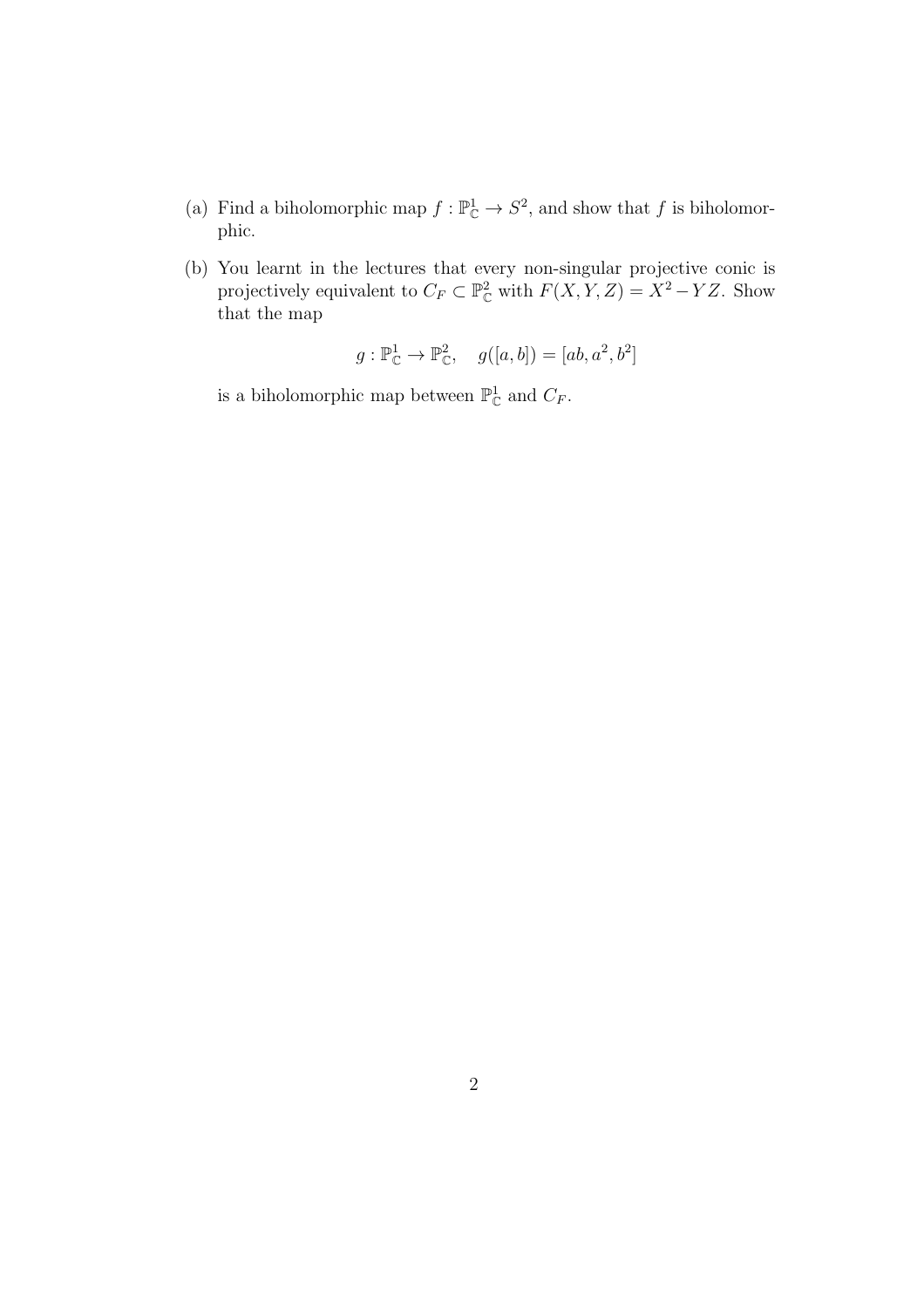(a) Find a biholomorphic map $f : \mathbb{P}^1_{\mathbb{C}} \to S^2$, and show that $f$ is biholomorphic.

(b) You learnt in the lectures that every non-singular projective conic is projectively equivalent to $C_F \subset \mathbb{P}^2_{\mathbb{C}}$ with $F(X, Y, Z) = X^2 - YZ$. Show that the map

$$g : \mathbb{P}^1_{\mathbb{C}} \to \mathbb{P}^2_{\mathbb{C}}, \quad g([a, b]) = [ab, a^2, b^2]$$

is a biholomorphic map between $\mathbb{P}^1_{\mathbb{C}}$ and $C_F$.